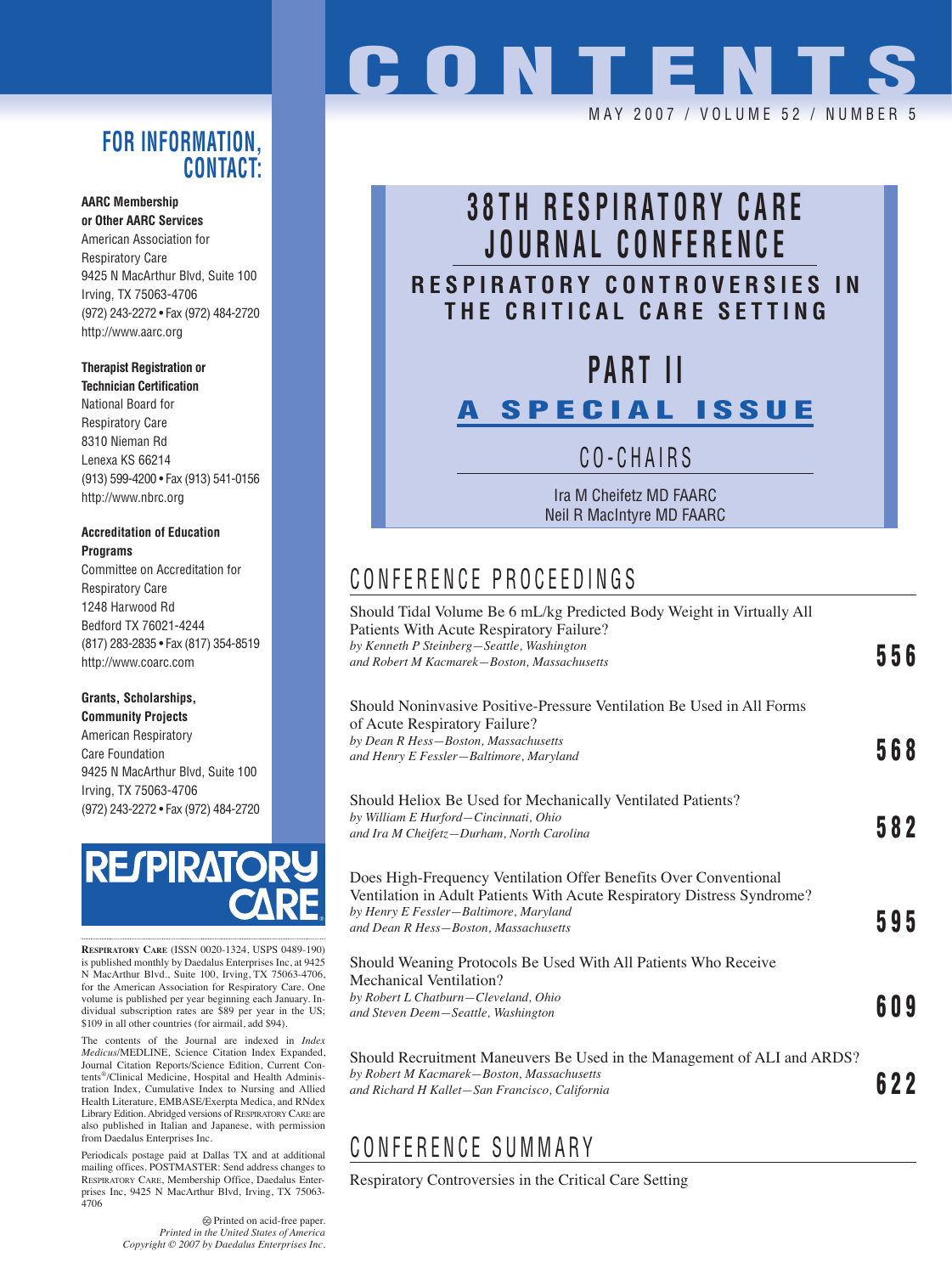# CONTENTS

MAY 2007 / VOLUME 52 / NUMBER 5

## FOR INFORMATION, CONTACT:

**AARC Membership or Other AARC Services**
American Association for Respiratory Care
9425 N MacArthur Blvd, Suite 100
Irving, TX 75063-4706
(972) 243-2272 • Fax (972) 484-2720
http://www.aarc.org

**Therapist Registration or Technician Certification**
National Board for Respiratory Care
8310 Nieman Rd
Lenexa KS 66214
(913) 599-4200 • Fax (913) 541-0156
http://www.nbrc.org

**Accreditation of Education Programs**
Committee on Accreditation for Respiratory Care
1248 Harwood Rd
Bedford TX 76021-4244
(817) 283-2835 • Fax (817) 354-8519
http://www.coarc.com

**Grants, Scholarships, Community Projects**
American Respiratory Care Foundation
9425 N MacArthur Blvd, Suite 100
Irving, TX 75063-4706
(972) 243-2272 • Fax (972) 484-2720

RESPIRATORY CARE

RESPIRATORY CARE (ISSN 0020-1324, USPS 0489-190) is published monthly by Daedalus Enterprises Inc, at 9425 N MacArthur Blvd., Suite 100, Irving, TX 75063-4706, for the American Association for Respiratory Care. One volume is published per year beginning each January. Individual subscription rates are $89 per year in the US; $109 in all other countries (for airmail, add $94).

The contents of the Journal are indexed in *Index Medicus*/MEDLINE, Science Citation Index Expanded, Journal Citation Reports/Science Edition, Current Contents®/Clinical Medicine, Hospital and Health Administration Index, Cumulative Index to Nursing and Allied Health Literature, EMBASE/Exerpta Medica, and RNdex Library Edition. Abridged versions of RESPIRATORY CARE are also published in Italian and Japanese, with permission from Daedalus Enterprises Inc.

Periodicals postage paid at Dallas TX and at additional mailing offices. POSTMASTER: Send address changes to RESPIRATORY CARE, Membership Office, Daedalus Enterprises Inc, 9425 N MacArthur Blvd, Irving, TX 75063-4706

Printed on acid-free paper.
*Printed in the United States of America*
*Copyright © 2007 by Daedalus Enterprises Inc.*

# 38TH RESPIRATORY CARE JOURNAL CONFERENCE

## RESPIRATORY CONTROVERSIES IN THE CRITICAL CARE SETTING

## PART II

## A SPECIAL ISSUE

### CO-CHAIRS

Ira M Cheifetz MD FAARC
Neil R MacIntyre MD FAARC

## CONFERENCE PROCEEDINGS

Should Tidal Volume Be 6 mL/kg Predicted Body Weight in Virtually All Patients With Acute Respiratory Failure?
*by Kenneth P Steinberg—Seattle, Washington*
*and Robert M Kacmarek—Boston, Massachusetts* — **556**

Should Noninvasive Positive-Pressure Ventilation Be Used in All Forms of Acute Respiratory Failure?
*by Dean R Hess—Boston, Massachusetts*
*and Henry E Fessler—Baltimore, Maryland* — **568**

Should Heliox Be Used for Mechanically Ventilated Patients?
*by William E Hurford—Cincinnati, Ohio*
*and Ira M Cheifetz—Durham, North Carolina* — **582**

Does High-Frequency Ventilation Offer Benefits Over Conventional Ventilation in Adult Patients With Acute Respiratory Distress Syndrome?
*by Henry E Fessler—Baltimore, Maryland*
*and Dean R Hess—Boston, Massachusetts* — **595**

Should Weaning Protocols Be Used With All Patients Who Receive Mechanical Ventilation?
*by Robert L Chatburn—Cleveland, Ohio*
*and Steven Deem—Seattle, Washington* — **609**

Should Recruitment Maneuvers Be Used in the Management of ALI and ARDS?
*by Robert M Kacmarek—Boston, Massachusetts*
*and Richard H Kallet—San Francisco, California* — **622**

## CONFERENCE SUMMARY

Respiratory Controversies in the Critical Care Setting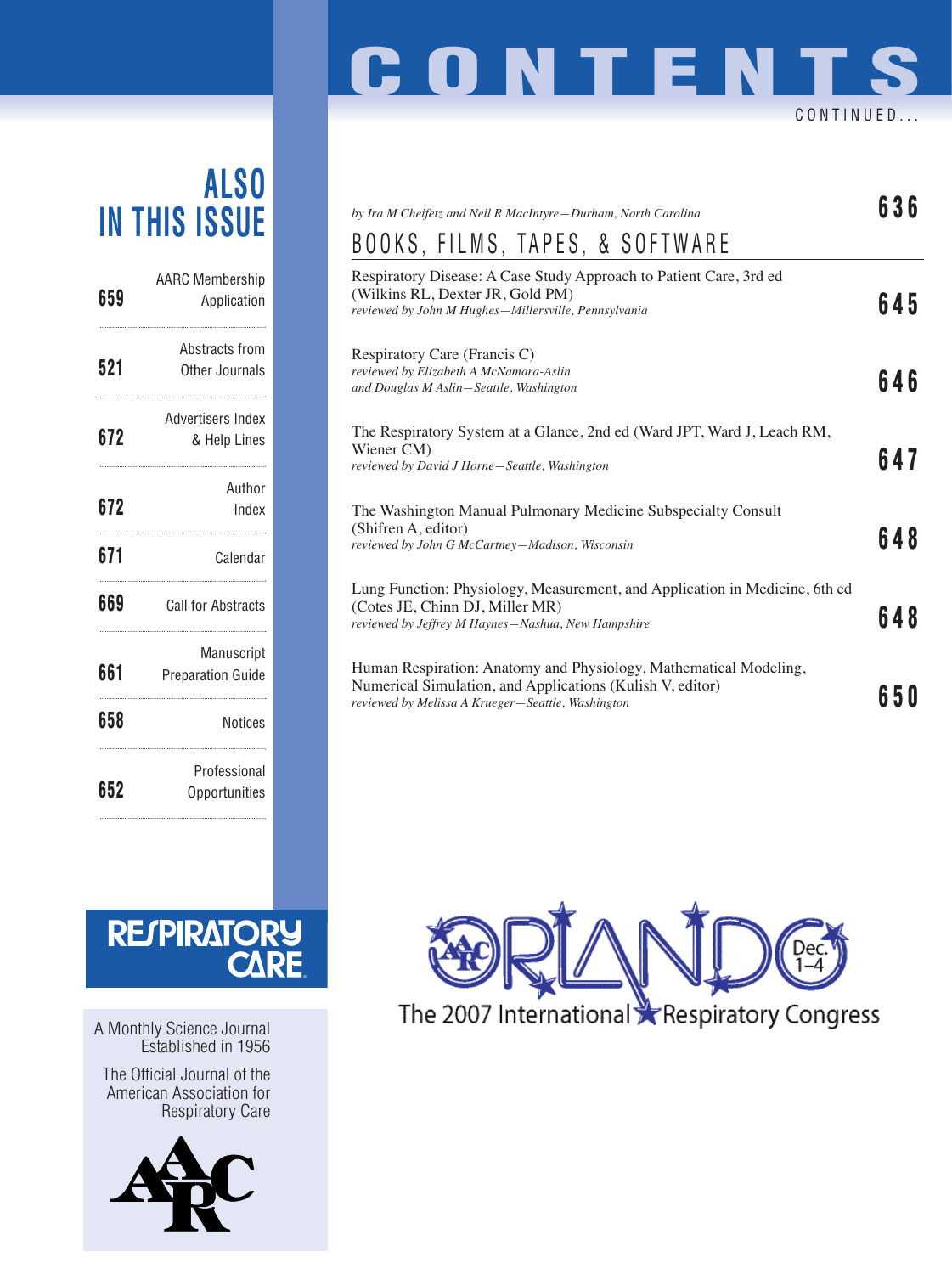# CONTENTS

CONTINUED...

*by Ira M Cheifetz and Neil R MacIntyre—Durham, North Carolina* 636

## BOOKS, FILMS, TAPES, & SOFTWARE

Respiratory Disease: A Case Study Approach to Patient Care, 3rd ed (Wilkins RL, Dexter JR, Gold PM)
*reviewed by John M Hughes—Millersville, Pennsylvania* 645

Respiratory Care (Francis C)
*reviewed by Elizabeth A McNamara-Aslin and Douglas M Aslin—Seattle, Washington* 646

The Respiratory System at a Glance, 2nd ed (Ward JPT, Ward J, Leach RM, Wiener CM)
*reviewed by David J Horne—Seattle, Washington* 647

The Washington Manual Pulmonary Medicine Subspecialty Consult (Shifren A, editor)
*reviewed by John G McCartney—Madison, Wisconsin* 648

Lung Function: Physiology, Measurement, and Application in Medicine, 6th ed (Cotes JE, Chinn DJ, Miller MR)
*reviewed by Jeffrey M Haynes—Nashua, New Hampshire* 648

Human Respiration: Anatomy and Physiology, Mathematical Modeling, Numerical Simulation, and Applications (Kulish V, editor)
*reviewed by Melissa A Krueger—Seattle, Washington* 650

## ALSO IN THIS ISSUE

| | |
|---|---|
| 659 | AARC Membership Application |
| 521 | Abstracts from Other Journals |
| 672 | Advertisers Index & Help Lines |
| 672 | Author Index |
| 671 | Calendar |
| 669 | Call for Abstracts |
| 661 | Manuscript Preparation Guide |
| 658 | Notices |
| 652 | Professional Opportunities |

RESPIRATORY CARE

A Monthly Science Journal Established in 1956

The Official Journal of the American Association for Respiratory Care

ORLANDO Dec. 1–4

The 2007 International Respiratory Congress